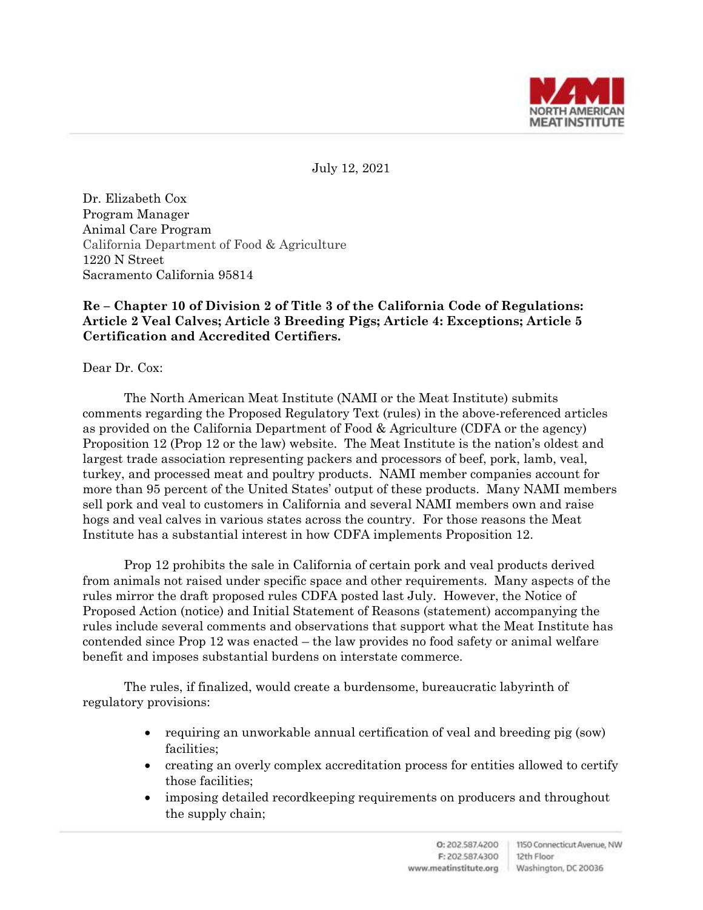July 12, 2021

Dr. Elizabeth Cox
Program Manager
Animal Care Program
California Department of Food & Agriculture
1220 N Street
Sacramento California 95814

**Re – Chapter 10 of Division 2 of Title 3 of the California Code of Regulations: Article 2 Veal Calves; Article 3 Breeding Pigs; Article 4: Exceptions; Article 5 Certification and Accredited Certifiers.**

Dear Dr. Cox:

The North American Meat Institute (NAMI or the Meat Institute) submits comments regarding the Proposed Regulatory Text (rules) in the above-referenced articles as provided on the California Department of Food & Agriculture (CDFA or the agency) Proposition 12 (Prop 12 or the law) website. The Meat Institute is the nation's oldest and largest trade association representing packers and processors of beef, pork, lamb, veal, turkey, and processed meat and poultry products. NAMI member companies account for more than 95 percent of the United States' output of these products. Many NAMI members sell pork and veal to customers in California and several NAMI members own and raise hogs and veal calves in various states across the country. For those reasons the Meat Institute has a substantial interest in how CDFA implements Proposition 12.

Prop 12 prohibits the sale in California of certain pork and veal products derived from animals not raised under specific space and other requirements. Many aspects of the rules mirror the draft proposed rules CDFA posted last July. However, the Notice of Proposed Action (notice) and Initial Statement of Reasons (statement) accompanying the rules include several comments and observations that support what the Meat Institute has contended since Prop 12 was enacted – the law provides no food safety or animal welfare benefit and imposes substantial burdens on interstate commerce.

The rules, if finalized, would create a burdensome, bureaucratic labyrinth of regulatory provisions:

- requiring an unworkable annual certification of veal and breeding pig (sow) facilities;
- creating an overly complex accreditation process for entities allowed to certify those facilities;
- imposing detailed recordkeeping requirements on producers and throughout the supply chain;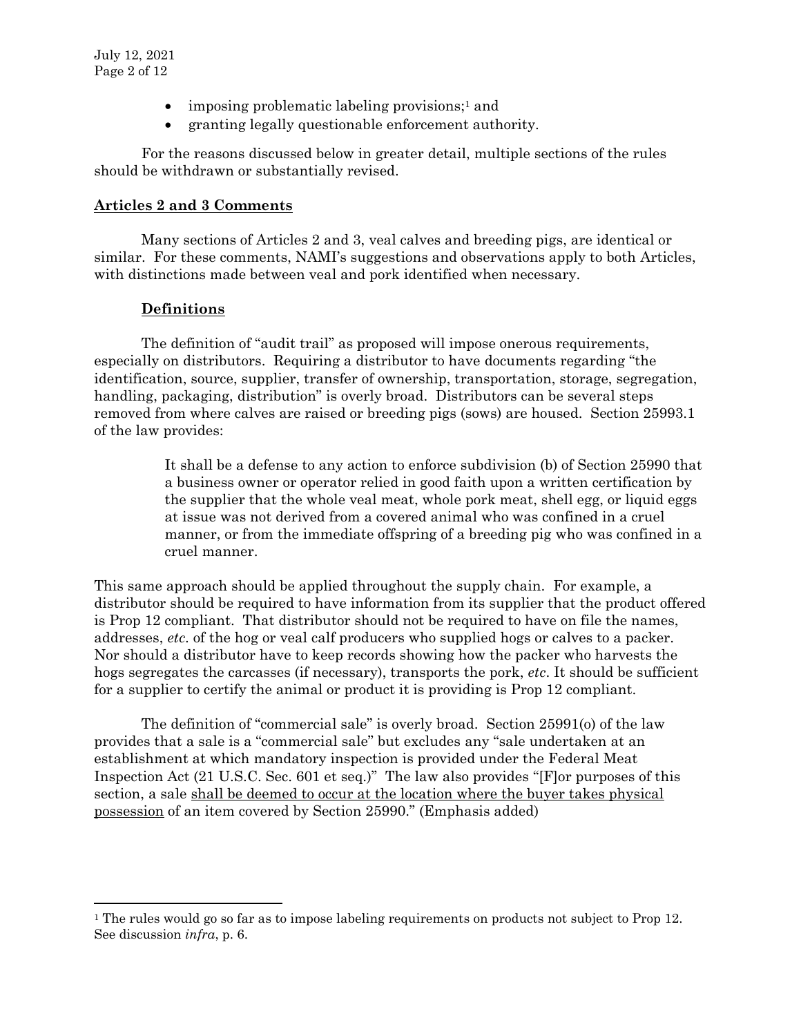- imposing problematic labeling provisions;[1] and
- granting legally questionable enforcement authority.

For the reasons discussed below in greater detail, multiple sections of the rules should be withdrawn or substantially revised.

## <u>Articles 2 and 3 Comments</u>

Many sections of Articles 2 and 3, veal calves and breeding pigs, are identical or similar. For these comments, NAMI's suggestions and observations apply to both Articles, with distinctions made between veal and pork identified when necessary.

### <u>Definitions</u>

The definition of "audit trail" as proposed will impose onerous requirements, especially on distributors. Requiring a distributor to have documents regarding "the identification, source, supplier, transfer of ownership, transportation, storage, segregation, handling, packaging, distribution" is overly broad. Distributors can be several steps removed from where calves are raised or breeding pigs (sows) are housed. Section 25993.1 of the law provides:

> It shall be a defense to any action to enforce subdivision (b) of Section 25990 that a business owner or operator relied in good faith upon a written certification by the supplier that the whole veal meat, whole pork meat, shell egg, or liquid eggs at issue was not derived from a covered animal who was confined in a cruel manner, or from the immediate offspring of a breeding pig who was confined in a cruel manner.

This same approach should be applied throughout the supply chain. For example, a distributor should be required to have information from its supplier that the product offered is Prop 12 compliant. That distributor should not be required to have on file the names, addresses, *etc*. of the hog or veal calf producers who supplied hogs or calves to a packer. Nor should a distributor have to keep records showing how the packer who harvests the hogs segregates the carcasses (if necessary), transports the pork, *etc*. It should be sufficient for a supplier to certify the animal or product it is providing is Prop 12 compliant.

The definition of "commercial sale" is overly broad. Section 25991(o) of the law provides that a sale is a "commercial sale" but excludes any "sale undertaken at an establishment at which mandatory inspection is provided under the Federal Meat Inspection Act (21 U.S.C. Sec. 601 et seq.)" The law also provides "[F]or purposes of this section, a sale <u>shall be deemed to occur at the location where the buyer takes physical possession</u> of an item covered by Section 25990." (Emphasis added)

---

[1] The rules would go so far as to impose labeling requirements on products not subject to Prop 12. See discussion *infra*, p. 6.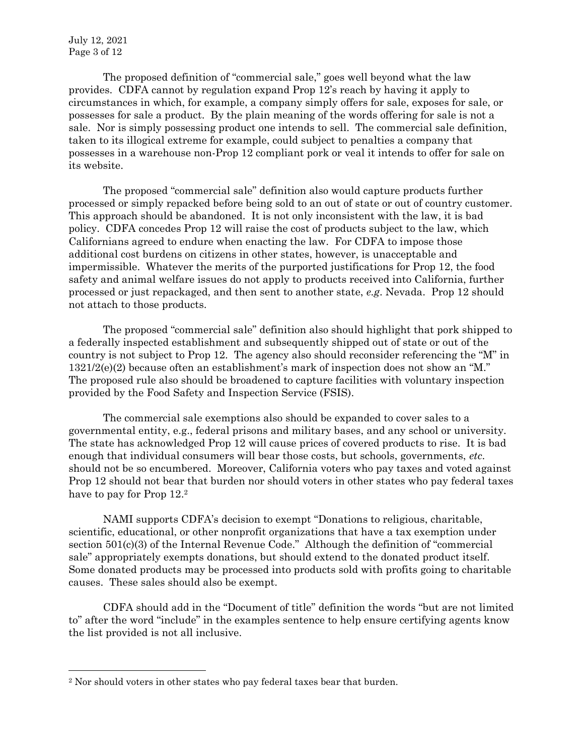The proposed definition of "commercial sale," goes well beyond what the law provides. CDFA cannot by regulation expand Prop 12's reach by having it apply to circumstances in which, for example, a company simply offers for sale, exposes for sale, or possesses for sale a product. By the plain meaning of the words offering for sale is not a sale. Nor is simply possessing product one intends to sell. The commercial sale definition, taken to its illogical extreme for example, could subject to penalties a company that possesses in a warehouse non-Prop 12 compliant pork or veal it intends to offer for sale on its website.

The proposed "commercial sale" definition also would capture products further processed or simply repacked before being sold to an out of state or out of country customer. This approach should be abandoned. It is not only inconsistent with the law, it is bad policy. CDFA concedes Prop 12 will raise the cost of products subject to the law, which Californians agreed to endure when enacting the law. For CDFA to impose those additional cost burdens on citizens in other states, however, is unacceptable and impermissible. Whatever the merits of the purported justifications for Prop 12, the food safety and animal welfare issues do not apply to products received into California, further processed or just repackaged, and then sent to another state, *e.g*. Nevada. Prop 12 should not attach to those products.

The proposed "commercial sale" definition also should highlight that pork shipped to a federally inspected establishment and subsequently shipped out of state or out of the country is not subject to Prop 12. The agency also should reconsider referencing the "M" in 1321/2(e)(2) because often an establishment's mark of inspection does not show an "M." The proposed rule also should be broadened to capture facilities with voluntary inspection provided by the Food Safety and Inspection Service (FSIS).

The commercial sale exemptions also should be expanded to cover sales to a governmental entity, e.g., federal prisons and military bases, and any school or university. The state has acknowledged Prop 12 will cause prices of covered products to rise. It is bad enough that individual consumers will bear those costs, but schools, governments, *etc*. should not be so encumbered. Moreover, California voters who pay taxes and voted against Prop 12 should not bear that burden nor should voters in other states who pay federal taxes have to pay for Prop 12.[2]

NAMI supports CDFA's decision to exempt "Donations to religious, charitable, scientific, educational, or other nonprofit organizations that have a tax exemption under section 501(c)(3) of the Internal Revenue Code." Although the definition of "commercial sale" appropriately exempts donations, but should extend to the donated product itself. Some donated products may be processed into products sold with profits going to charitable causes. These sales should also be exempt.

CDFA should add in the "Document of title" definition the words "but are not limited to" after the word "include" in the examples sentence to help ensure certifying agents know the list provided is not all inclusive.

---

[2] Nor should voters in other states who pay federal taxes bear that burden.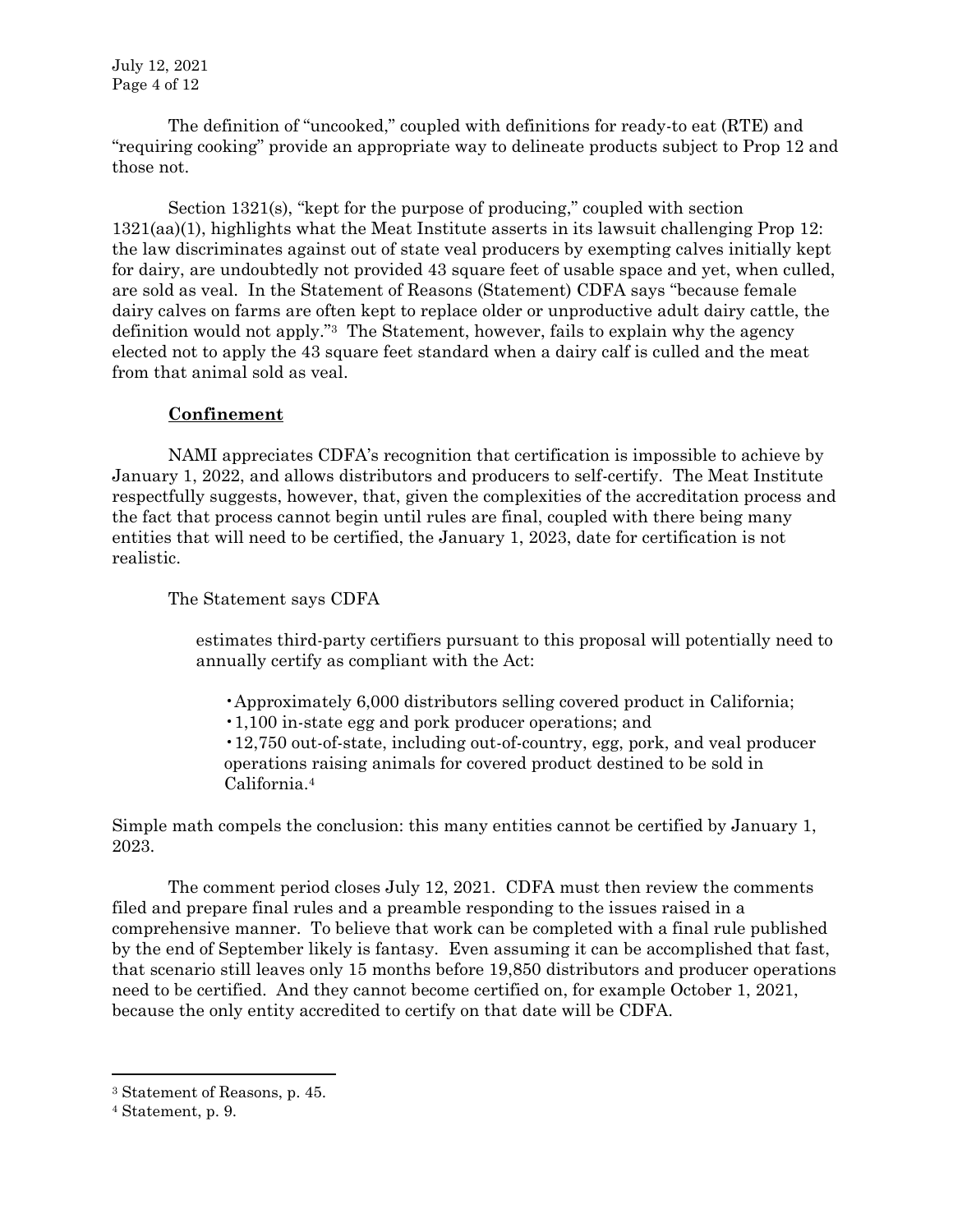The definition of "uncooked," coupled with definitions for ready-to eat (RTE) and "requiring cooking" provide an appropriate way to delineate products subject to Prop 12 and those not.

Section 1321(s), "kept for the purpose of producing," coupled with section 1321(aa)(1), highlights what the Meat Institute asserts in its lawsuit challenging Prop 12: the law discriminates against out of state veal producers by exempting calves initially kept for dairy, are undoubtedly not provided 43 square feet of usable space and yet, when culled, are sold as veal. In the Statement of Reasons (Statement) CDFA says "because female dairy calves on farms are often kept to replace older or unproductive adult dairy cattle, the definition would not apply."[3] The Statement, however, fails to explain why the agency elected not to apply the 43 square feet standard when a dairy calf is culled and the meat from that animal sold as veal.

## <u>Confinement</u>

NAMI appreciates CDFA's recognition that certification is impossible to achieve by January 1, 2022, and allows distributors and producers to self-certify. The Meat Institute respectfully suggests, however, that, given the complexities of the accreditation process and the fact that process cannot begin until rules are final, coupled with there being many entities that will need to be certified, the January 1, 2023, date for certification is not realistic.

The Statement says CDFA

> estimates third-party certifiers pursuant to this proposal will potentially need to annually certify as compliant with the Act:
>
> - Approximately 6,000 distributors selling covered product in California;
> - 1,100 in-state egg and pork producer operations; and
> - 12,750 out-of-state, including out-of-country, egg, pork, and veal producer operations raising animals for covered product destined to be sold in California.[4]

Simple math compels the conclusion: this many entities cannot be certified by January 1, 2023.

The comment period closes July 12, 2021. CDFA must then review the comments filed and prepare final rules and a preamble responding to the issues raised in a comprehensive manner. To believe that work can be completed with a final rule published by the end of September likely is fantasy. Even assuming it can be accomplished that fast, that scenario still leaves only 15 months before 19,850 distributors and producer operations need to be certified. And they cannot become certified on, for example October 1, 2021, because the only entity accredited to certify on that date will be CDFA.

---

[3] Statement of Reasons, p. 45.

[4] Statement, p. 9.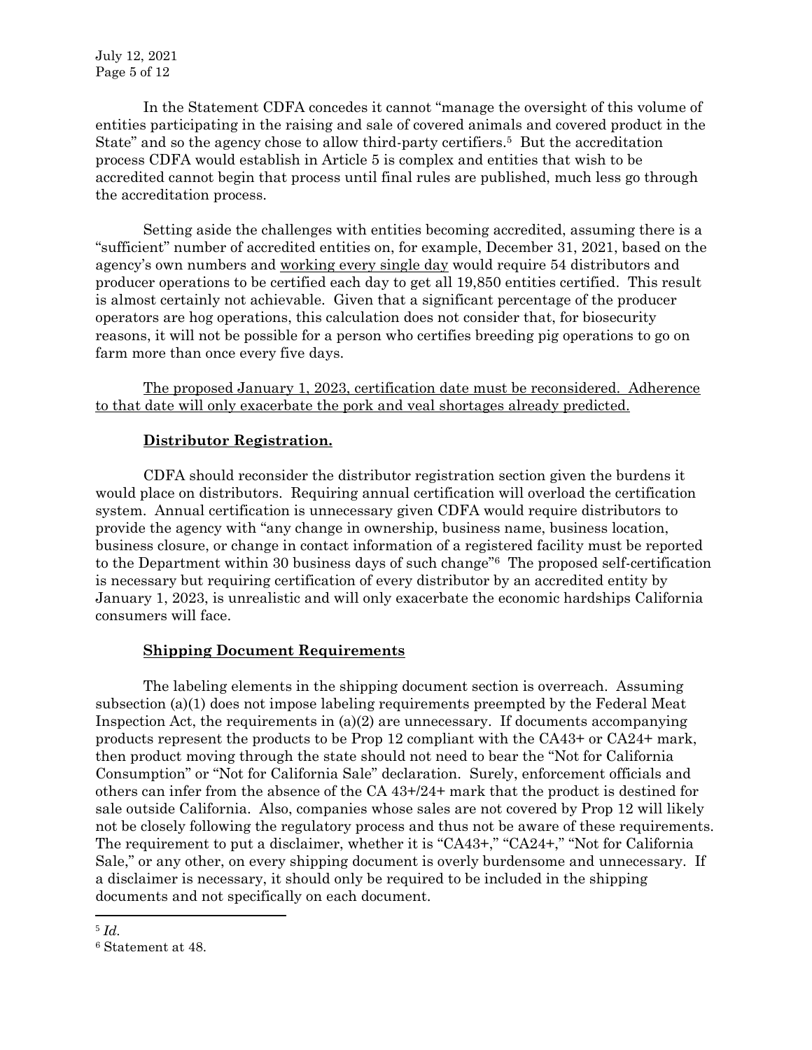In the Statement CDFA concedes it cannot "manage the oversight of this volume of entities participating in the raising and sale of covered animals and covered product in the State" and so the agency chose to allow third-party certifiers.[5] But the accreditation process CDFA would establish in Article 5 is complex and entities that wish to be accredited cannot begin that process until final rules are published, much less go through the accreditation process.

Setting aside the challenges with entities becoming accredited, assuming there is a "sufficient" number of accredited entities on, for example, December 31, 2021, based on the agency's own numbers and <u>working every single day</u> would require 54 distributors and producer operations to be certified each day to get all 19,850 entities certified. This result is almost certainly not achievable. Given that a significant percentage of the producer operators are hog operations, this calculation does not consider that, for biosecurity reasons, it will not be possible for a person who certifies breeding pig operations to go on farm more than once every five days.

<u>The proposed January 1, 2023, certification date must be reconsidered. Adherence to that date will only exacerbate the pork and veal shortages already predicted.</u>

### <u>**Distributor Registration.**</u>

CDFA should reconsider the distributor registration section given the burdens it would place on distributors. Requiring annual certification will overload the certification system. Annual certification is unnecessary given CDFA would require distributors to provide the agency with "any change in ownership, business name, business location, business closure, or change in contact information of a registered facility must be reported to the Department within 30 business days of such change"[6] The proposed self-certification is necessary but requiring certification of every distributor by an accredited entity by January 1, 2023, is unrealistic and will only exacerbate the economic hardships California consumers will face.

### <u>**Shipping Document Requirements**</u>

The labeling elements in the shipping document section is overreach. Assuming subsection (a)(1) does not impose labeling requirements preempted by the Federal Meat Inspection Act, the requirements in (a)(2) are unnecessary. If documents accompanying products represent the products to be Prop 12 compliant with the CA43+ or CA24+ mark, then product moving through the state should not need to bear the "Not for California Consumption" or "Not for California Sale" declaration. Surely, enforcement officials and others can infer from the absence of the CA 43+/24+ mark that the product is destined for sale outside California. Also, companies whose sales are not covered by Prop 12 will likely not be closely following the regulatory process and thus not be aware of these requirements. The requirement to put a disclaimer, whether it is "CA43+," "CA24+," "Not for California Sale," or any other, on every shipping document is overly burdensome and unnecessary. If a disclaimer is necessary, it should only be required to be included in the shipping documents and not specifically on each document.

---

[5] *Id.*

[6] Statement at 48.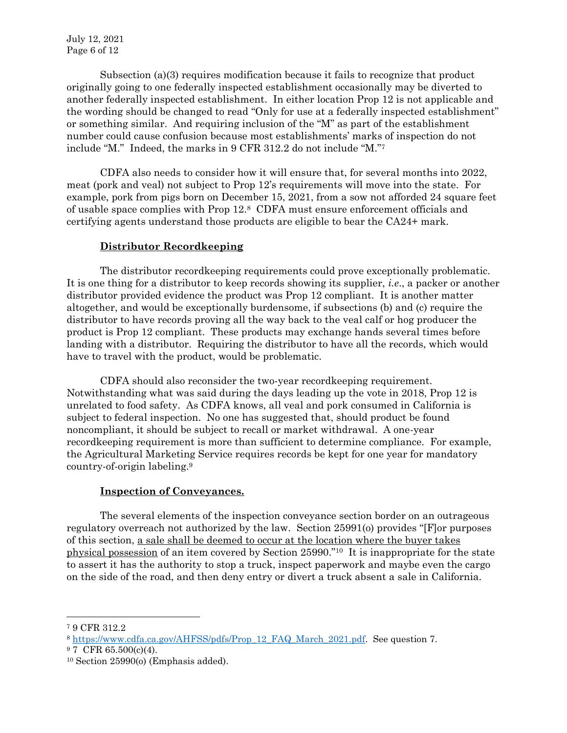Subsection (a)(3) requires modification because it fails to recognize that product originally going to one federally inspected establishment occasionally may be diverted to another federally inspected establishment. In either location Prop 12 is not applicable and the wording should be changed to read "Only for use at a federally inspected establishment" or something similar. And requiring inclusion of the "M" as part of the establishment number could cause confusion because most establishments' marks of inspection do not include "M." Indeed, the marks in 9 CFR 312.2 do not include "M."[7]

CDFA also needs to consider how it will ensure that, for several months into 2022, meat (pork and veal) not subject to Prop 12's requirements will move into the state. For example, pork from pigs born on December 15, 2021, from a sow not afforded 24 square feet of usable space complies with Prop 12.[8] CDFA must ensure enforcement officials and certifying agents understand those products are eligible to bear the CA24+ mark.

**Distributor Recordkeeping**

The distributor recordkeeping requirements could prove exceptionally problematic. It is one thing for a distributor to keep records showing its supplier, *i.e.*, a packer or another distributor provided evidence the product was Prop 12 compliant. It is another matter altogether, and would be exceptionally burdensome, if subsections (b) and (c) require the distributor to have records proving all the way back to the veal calf or hog producer the product is Prop 12 compliant. These products may exchange hands several times before landing with a distributor. Requiring the distributor to have all the records, which would have to travel with the product, would be problematic.

CDFA should also reconsider the two-year recordkeeping requirement. Notwithstanding what was said during the days leading up the vote in 2018, Prop 12 is unrelated to food safety. As CDFA knows, all veal and pork consumed in California is subject to federal inspection. No one has suggested that, should product be found noncompliant, it should be subject to recall or market withdrawal. A one-year recordkeeping requirement is more than sufficient to determine compliance. For example, the Agricultural Marketing Service requires records be kept for one year for mandatory country-of-origin labeling.[9]

**Inspection of Conveyances.**

The several elements of the inspection conveyance section border on an outrageous regulatory overreach not authorized by the law. Section 25991(o) provides "[F]or purposes of this section, a sale shall be deemed to occur at the location where the buyer takes physical possession of an item covered by Section 25990."[10] It is inappropriate for the state to assert it has the authority to stop a truck, inspect paperwork and maybe even the cargo on the side of the road, and then deny entry or divert a truck absent a sale in California.

---

[7] 9 CFR 312.2

[8] https://www.cdfa.ca.gov/AHFSS/pdfs/Prop_12_FAQ_March_2021.pdf. See question 7.

[9] 7 CFR 65.500(c)(4).

[10] Section 25990(o) (Emphasis added).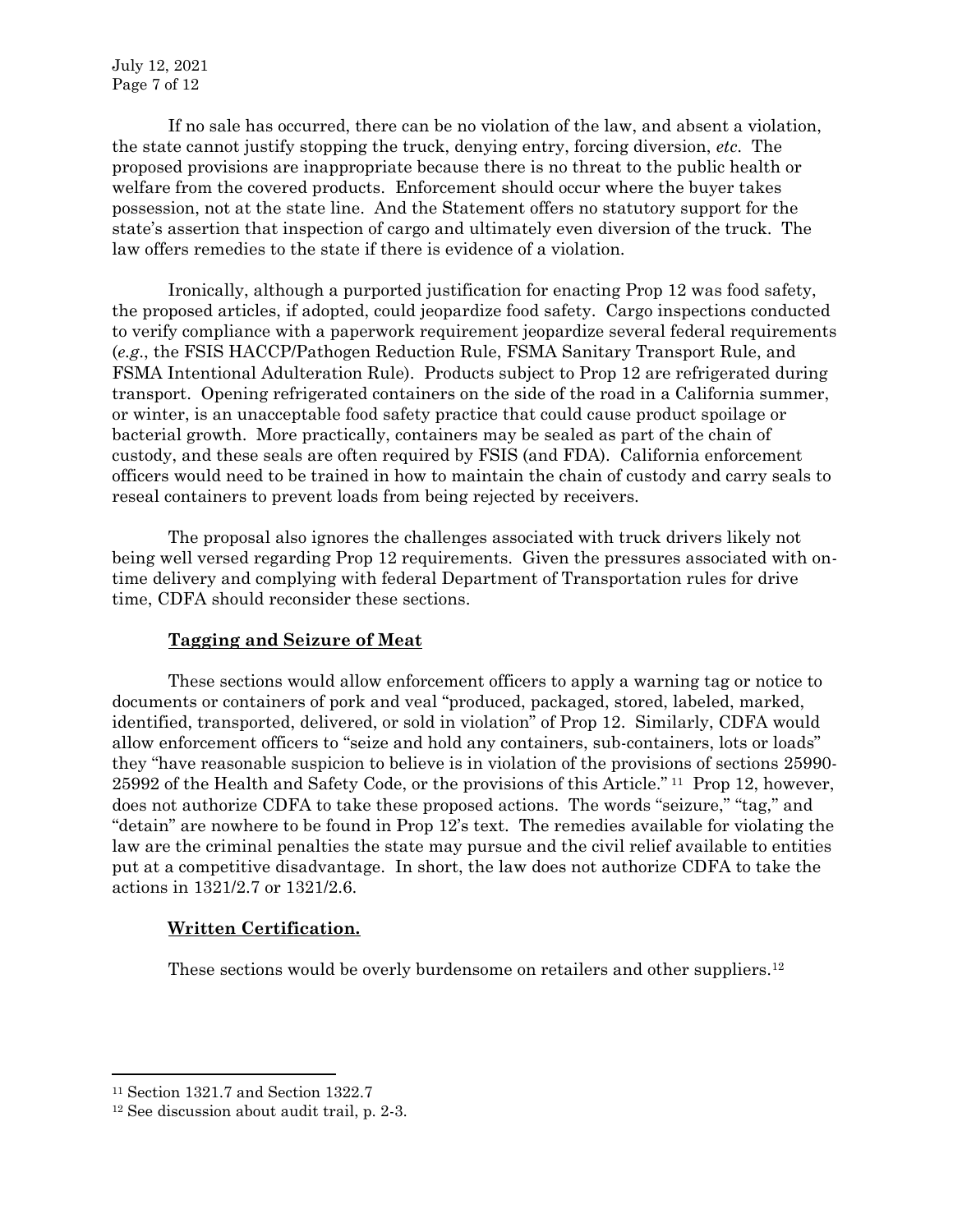If no sale has occurred, there can be no violation of the law, and absent a violation, the state cannot justify stopping the truck, denying entry, forcing diversion, *etc*. The proposed provisions are inappropriate because there is no threat to the public health or welfare from the covered products. Enforcement should occur where the buyer takes possession, not at the state line. And the Statement offers no statutory support for the state's assertion that inspection of cargo and ultimately even diversion of the truck. The law offers remedies to the state if there is evidence of a violation.

Ironically, although a purported justification for enacting Prop 12 was food safety, the proposed articles, if adopted, could jeopardize food safety. Cargo inspections conducted to verify compliance with a paperwork requirement jeopardize several federal requirements (*e.g.*, the FSIS HACCP/Pathogen Reduction Rule, FSMA Sanitary Transport Rule, and FSMA Intentional Adulteration Rule). Products subject to Prop 12 are refrigerated during transport. Opening refrigerated containers on the side of the road in a California summer, or winter, is an unacceptable food safety practice that could cause product spoilage or bacterial growth. More practically, containers may be sealed as part of the chain of custody, and these seals are often required by FSIS (and FDA). California enforcement officers would need to be trained in how to maintain the chain of custody and carry seals to reseal containers to prevent loads from being rejected by receivers.

The proposal also ignores the challenges associated with truck drivers likely not being well versed regarding Prop 12 requirements. Given the pressures associated with on-time delivery and complying with federal Department of Transportation rules for drive time, CDFA should reconsider these sections.

**<u>Tagging and Seizure of Meat</u>**

These sections would allow enforcement officers to apply a warning tag or notice to documents or containers of pork and veal "produced, packaged, stored, labeled, marked, identified, transported, delivered, or sold in violation" of Prop 12. Similarly, CDFA would allow enforcement officers to "seize and hold any containers, sub-containers, lots or loads" they "have reasonable suspicion to believe is in violation of the provisions of sections 25990-25992 of the Health and Safety Code, or the provisions of this Article." [11] Prop 12, however, does not authorize CDFA to take these proposed actions. The words "seizure," "tag," and "detain" are nowhere to be found in Prop 12's text. The remedies available for violating the law are the criminal penalties the state may pursue and the civil relief available to entities put at a competitive disadvantage. In short, the law does not authorize CDFA to take the actions in 1321/2.7 or 1321/2.6.

**<u>Written Certification.</u>**

These sections would be overly burdensome on retailers and other suppliers.[12]

---

[11] Section 1321.7 and Section 1322.7

[12] See discussion about audit trail, p. 2-3.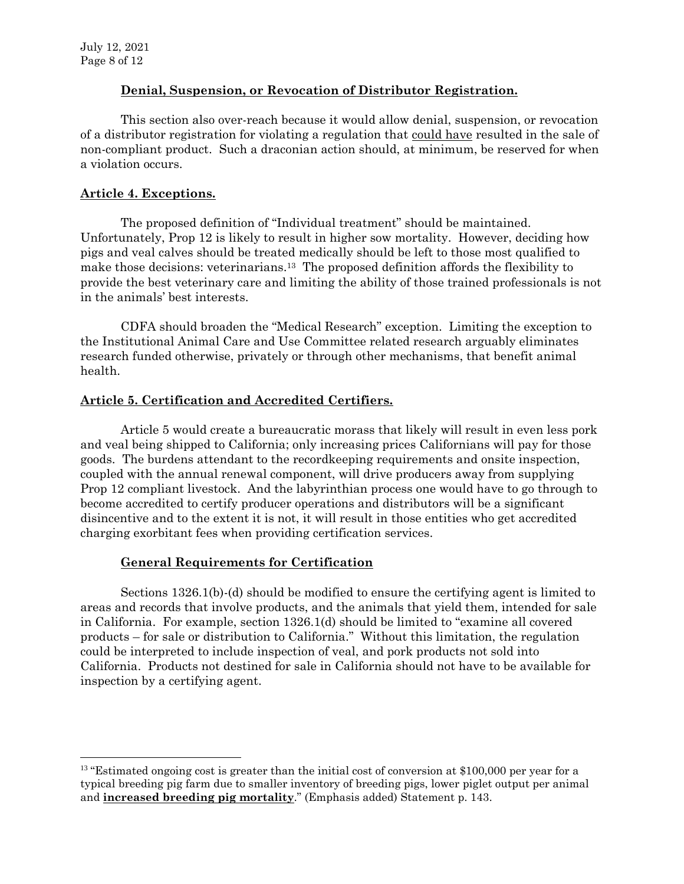### Denial, Suspension, or Revocation of Distributor Registration.

This section also over-reach because it would allow denial, suspension, or revocation of a distributor registration for violating a regulation that could have resulted in the sale of non-compliant product. Such a draconian action should, at minimum, be reserved for when a violation occurs.

## Article 4. Exceptions.

The proposed definition of "Individual treatment" should be maintained. Unfortunately, Prop 12 is likely to result in higher sow mortality. However, deciding how pigs and veal calves should be treated medically should be left to those most qualified to make those decisions: veterinarians.[13] The proposed definition affords the flexibility to provide the best veterinary care and limiting the ability of those trained professionals is not in the animals' best interests.

CDFA should broaden the "Medical Research" exception. Limiting the exception to the Institutional Animal Care and Use Committee related research arguably eliminates research funded otherwise, privately or through other mechanisms, that benefit animal health.

## Article 5. Certification and Accredited Certifiers.

Article 5 would create a bureaucratic morass that likely will result in even less pork and veal being shipped to California; only increasing prices Californians will pay for those goods. The burdens attendant to the recordkeeping requirements and onsite inspection, coupled with the annual renewal component, will drive producers away from supplying Prop 12 compliant livestock. And the labyrinthian process one would have to go through to become accredited to certify producer operations and distributors will be a significant disincentive and to the extent it is not, it will result in those entities who get accredited charging exorbitant fees when providing certification services.

### General Requirements for Certification

Sections 1326.1(b)-(d) should be modified to ensure the certifying agent is limited to areas and records that involve products, and the animals that yield them, intended for sale in California. For example, section 1326.1(d) should be limited to "examine all covered products – for sale or distribution to California." Without this limitation, the regulation could be interpreted to include inspection of veal, and pork products not sold into California. Products not destined for sale in California should not have to be available for inspection by a certifying agent.

---

[13] "Estimated ongoing cost is greater than the initial cost of conversion at $100,000 per year for a typical breeding pig farm due to smaller inventory of breeding pigs, lower piglet output per animal and **increased breeding pig mortality**." (Emphasis added) Statement p. 143.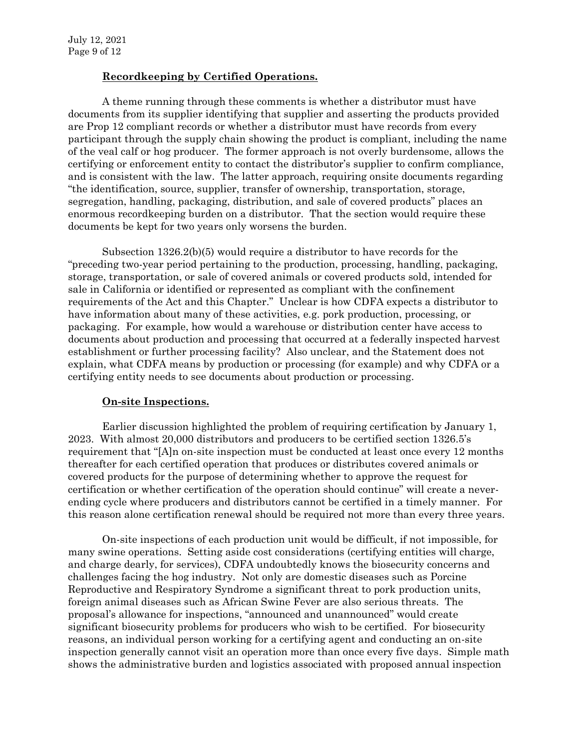**Recordkeeping by Certified Operations.**

A theme running through these comments is whether a distributor must have documents from its supplier identifying that supplier and asserting the products provided are Prop 12 compliant records or whether a distributor must have records from every participant through the supply chain showing the product is compliant, including the name of the veal calf or hog producer. The former approach is not overly burdensome, allows the certifying or enforcement entity to contact the distributor's supplier to confirm compliance, and is consistent with the law. The latter approach, requiring onsite documents regarding "the identification, source, supplier, transfer of ownership, transportation, storage, segregation, handling, packaging, distribution, and sale of covered products" places an enormous recordkeeping burden on a distributor. That the section would require these documents be kept for two years only worsens the burden.

Subsection 1326.2(b)(5) would require a distributor to have records for the "preceding two-year period pertaining to the production, processing, handling, packaging, storage, transportation, or sale of covered animals or covered products sold, intended for sale in California or identified or represented as compliant with the confinement requirements of the Act and this Chapter." Unclear is how CDFA expects a distributor to have information about many of these activities, e.g. pork production, processing, or packaging. For example, how would a warehouse or distribution center have access to documents about production and processing that occurred at a federally inspected harvest establishment or further processing facility? Also unclear, and the Statement does not explain, what CDFA means by production or processing (for example) and why CDFA or a certifying entity needs to see documents about production or processing.

**On-site Inspections.**

Earlier discussion highlighted the problem of requiring certification by January 1, 2023. With almost 20,000 distributors and producers to be certified section 1326.5's requirement that "[A]n on-site inspection must be conducted at least once every 12 months thereafter for each certified operation that produces or distributes covered animals or covered products for the purpose of determining whether to approve the request for certification or whether certification of the operation should continue" will create a never-ending cycle where producers and distributors cannot be certified in a timely manner. For this reason alone certification renewal should be required not more than every three years.

On-site inspections of each production unit would be difficult, if not impossible, for many swine operations. Setting aside cost considerations (certifying entities will charge, and charge dearly, for services), CDFA undoubtedly knows the biosecurity concerns and challenges facing the hog industry. Not only are domestic diseases such as Porcine Reproductive and Respiratory Syndrome a significant threat to pork production units, foreign animal diseases such as African Swine Fever are also serious threats. The proposal's allowance for inspections, "announced and unannounced" would create significant biosecurity problems for producers who wish to be certified. For biosecurity reasons, an individual person working for a certifying agent and conducting an on-site inspection generally cannot visit an operation more than once every five days. Simple math shows the administrative burden and logistics associated with proposed annual inspection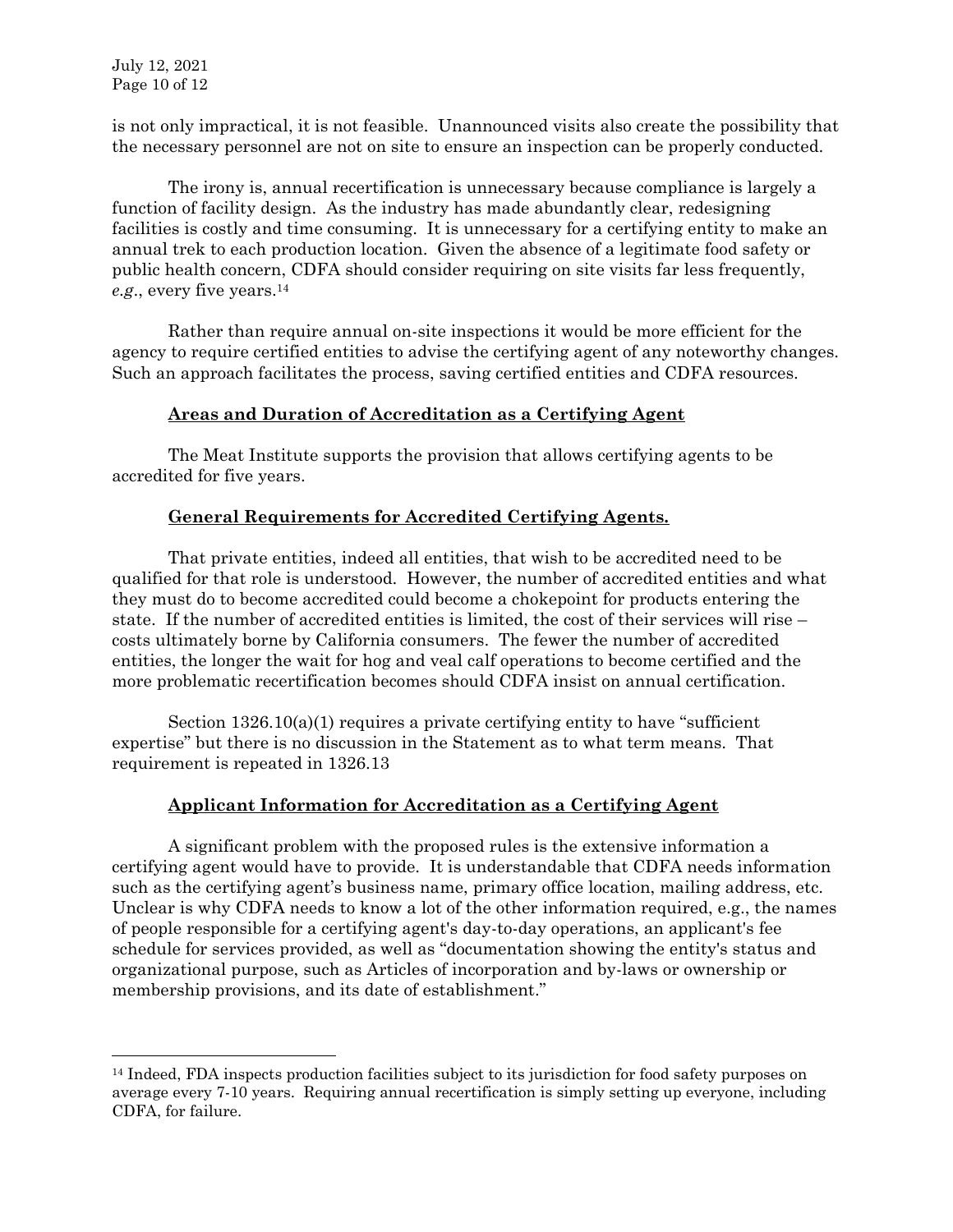is not only impractical, it is not feasible. Unannounced visits also create the possibility that the necessary personnel are not on site to ensure an inspection can be properly conducted.

The irony is, annual recertification is unnecessary because compliance is largely a function of facility design. As the industry has made abundantly clear, redesigning facilities is costly and time consuming. It is unnecessary for a certifying entity to make an annual trek to each production location. Given the absence of a legitimate food safety or public health concern, CDFA should consider requiring on site visits far less frequently, *e.g*., every five years.[14]

Rather than require annual on-site inspections it would be more efficient for the agency to require certified entities to advise the certifying agent of any noteworthy changes. Such an approach facilitates the process, saving certified entities and CDFA resources.

## Areas and Duration of Accreditation as a Certifying Agent

The Meat Institute supports the provision that allows certifying agents to be accredited for five years.

## General Requirements for Accredited Certifying Agents.

That private entities, indeed all entities, that wish to be accredited need to be qualified for that role is understood. However, the number of accredited entities and what they must do to become accredited could become a chokepoint for products entering the state. If the number of accredited entities is limited, the cost of their services will rise – costs ultimately borne by California consumers. The fewer the number of accredited entities, the longer the wait for hog and veal calf operations to become certified and the more problematic recertification becomes should CDFA insist on annual certification.

Section 1326.10(a)(1) requires a private certifying entity to have "sufficient expertise" but there is no discussion in the Statement as to what term means. That requirement is repeated in 1326.13

## Applicant Information for Accreditation as a Certifying Agent

A significant problem with the proposed rules is the extensive information a certifying agent would have to provide. It is understandable that CDFA needs information such as the certifying agent's business name, primary office location, mailing address, etc. Unclear is why CDFA needs to know a lot of the other information required, e.g., the names of people responsible for a certifying agent's day-to-day operations, an applicant's fee schedule for services provided, as well as "documentation showing the entity's status and organizational purpose, such as Articles of incorporation and by-laws or ownership or membership provisions, and its date of establishment."

---

[14] Indeed, FDA inspects production facilities subject to its jurisdiction for food safety purposes on average every 7-10 years. Requiring annual recertification is simply setting up everyone, including CDFA, for failure.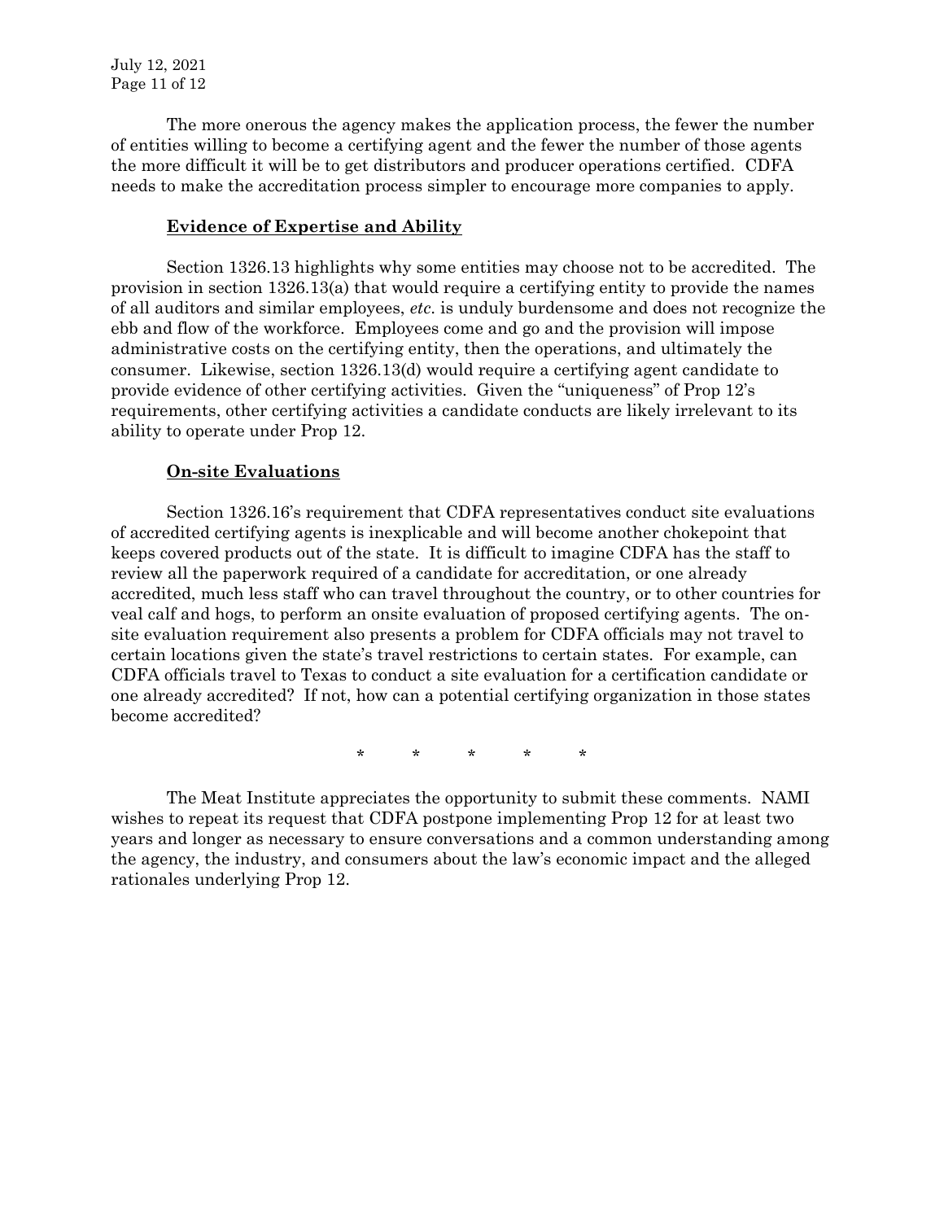The more onerous the agency makes the application process, the fewer the number of entities willing to become a certifying agent and the fewer the number of those agents the more difficult it will be to get distributors and producer operations certified. CDFA needs to make the accreditation process simpler to encourage more companies to apply.

**<u>Evidence of Expertise and Ability</u>**

Section 1326.13 highlights why some entities may choose not to be accredited. The provision in section 1326.13(a) that would require a certifying entity to provide the names of all auditors and similar employees, *etc*. is unduly burdensome and does not recognize the ebb and flow of the workforce. Employees come and go and the provision will impose administrative costs on the certifying entity, then the operations, and ultimately the consumer. Likewise, section 1326.13(d) would require a certifying agent candidate to provide evidence of other certifying activities. Given the "uniqueness" of Prop 12's requirements, other certifying activities a candidate conducts are likely irrelevant to its ability to operate under Prop 12.

**<u>On-site Evaluations</u>**

Section 1326.16's requirement that CDFA representatives conduct site evaluations of accredited certifying agents is inexplicable and will become another chokepoint that keeps covered products out of the state. It is difficult to imagine CDFA has the staff to review all the paperwork required of a candidate for accreditation, or one already accredited, much less staff who can travel throughout the country, or to other countries for veal calf and hogs, to perform an onsite evaluation of proposed certifying agents. The on-site evaluation requirement also presents a problem for CDFA officials may not travel to certain locations given the state's travel restrictions to certain states. For example, can CDFA officials travel to Texas to conduct a site evaluation for a certification candidate or one already accredited? If not, how can a potential certifying organization in those states become accredited?

\* \* \* \* \*

The Meat Institute appreciates the opportunity to submit these comments. NAMI wishes to repeat its request that CDFA postpone implementing Prop 12 for at least two years and longer as necessary to ensure conversations and a common understanding among the agency, the industry, and consumers about the law's economic impact and the alleged rationales underlying Prop 12.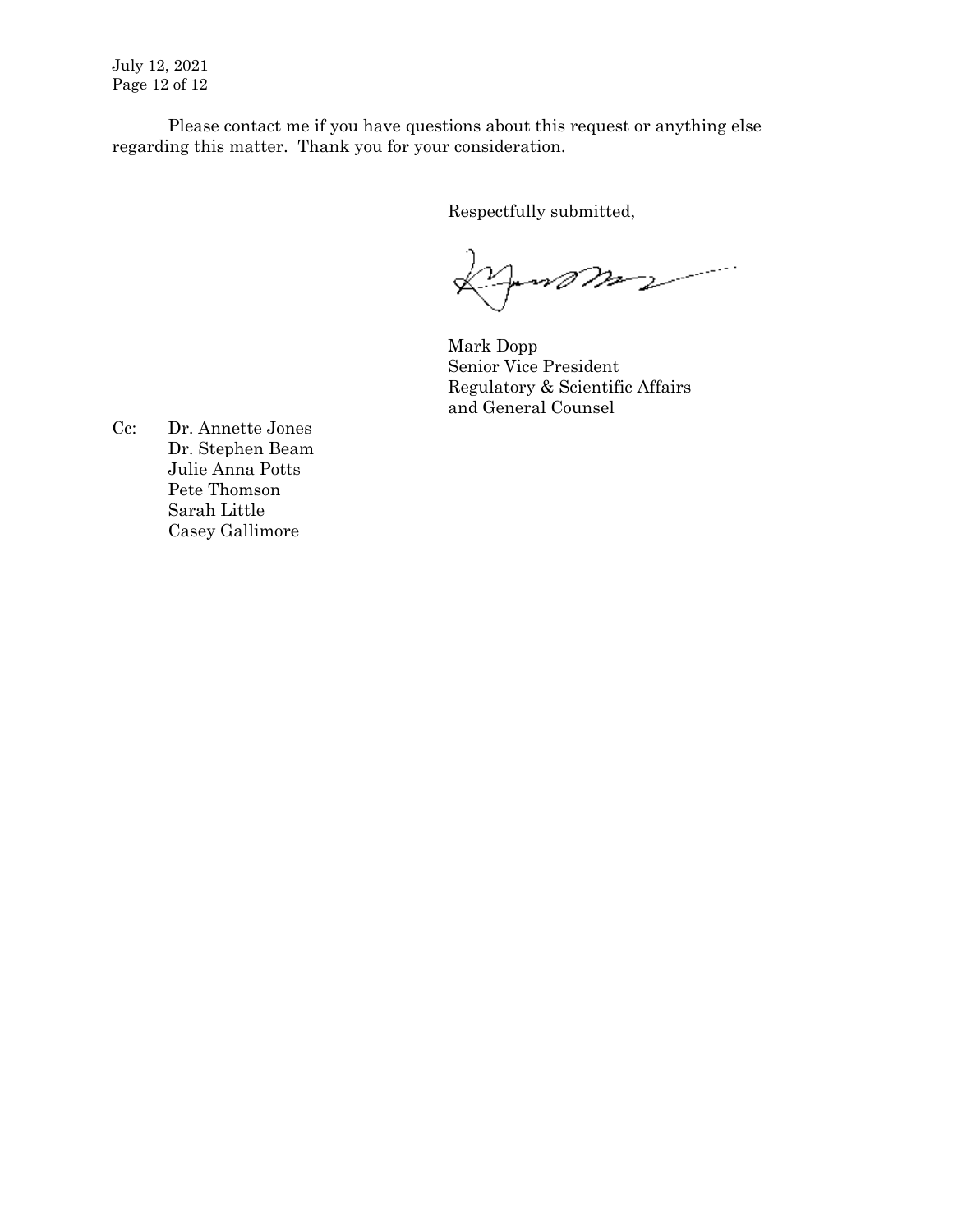Please contact me if you have questions about this request or anything else regarding this matter. Thank you for your consideration.

Respectfully submitted,

Mark Dopp
Senior Vice President
Regulatory & Scientific Affairs
and General Counsel

Cc: Dr. Annette Jones
Dr. Stephen Beam
Julie Anna Potts
Pete Thomson
Sarah Little
Casey Gallimore